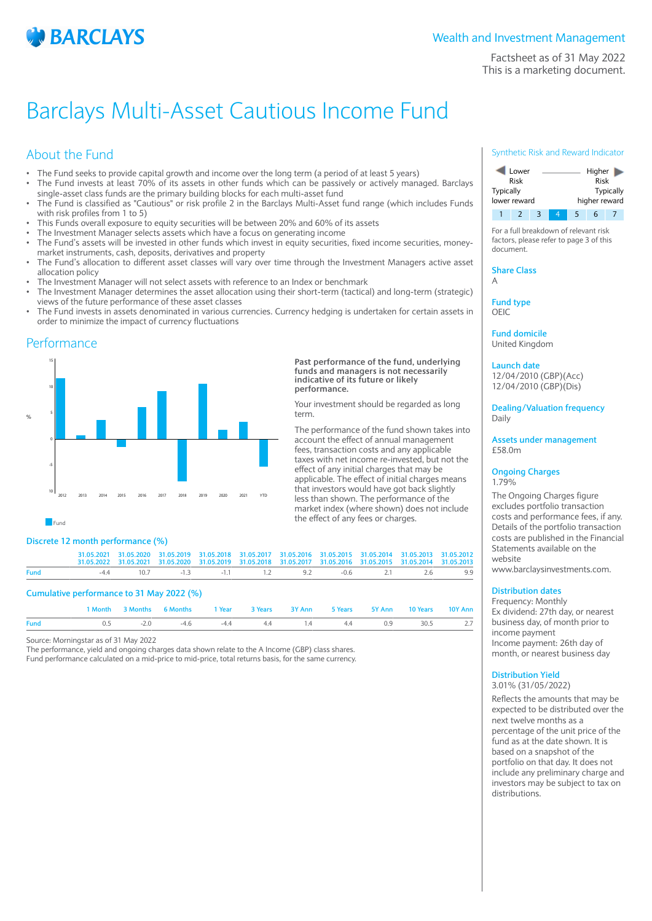# Barclays Multi-Asset Cautious Income Fund

Wealth and Investment Management

Factsheet as of 31 May 2022
This is a marketing document.

## About the Fund

- The Fund seeks to provide capital growth and income over the long term (a period of at least 5 years)
- The Fund invests at least 70% of its assets in other funds which can be passively or actively managed. Barclays single-asset class funds are the primary building blocks for each multi-asset fund
- The Fund is classified as "Cautious" or risk profile 2 in the Barclays Multi-Asset fund range (which includes Funds with risk profiles from 1 to 5)
- This Funds overall exposure to equity securities will be between 20% and 60% of its assets
- The Investment Manager selects assets which have a focus on generating income
- The Fund's assets will be invested in other funds which invest in equity securities, fixed income securities, money-market instruments, cash, deposits, derivatives and property
- The Fund's allocation to different asset classes will vary over time through the Investment Managers active asset allocation policy
- The Investment Manager will not select assets with reference to an Index or benchmark
- The Investment Manager determines the asset allocation using their short-term (tactical) and long-term (strategic) views of the future performance of these asset classes
- The Fund invests in assets denominated in various currencies. Currency hedging is undertaken for certain assets in order to minimize the impact of currency fluctuations

## Performance

**Past performance of the fund, underlying funds and managers is not necessarily indicative of its future or likely performance.**

Your investment should be regarded as long term.

The performance of the fund shown takes into account the effect of annual management fees, transaction costs and any applicable taxes with net income re-invested, but not the effect of any initial charges that may be applicable. The effect of initial charges means that investors would have got back slightly less than shown. The performance of the market index (where shown) does not include the effect of any fees or charges.

### Discrete 12 month performance (%)

| | 31.05.2021 31.05.2022 | 31.05.2020 31.05.2021 | 31.05.2019 31.05.2020 | 31.05.2018 31.05.2019 | 31.05.2017 31.05.2018 | 31.05.2016 31.05.2017 | 31.05.2015 31.05.2016 | 31.05.2014 31.05.2015 | 31.05.2013 31.05.2014 | 31.05.2012 31.05.2013 |
|---|---|---|---|---|---|---|---|---|---|---|
| Fund | -4.4 | 10.7 | -1.3 | -1.1 | 1.2 | 9.2 | -0.6 | 2.1 | 2.6 | 9.9 |

### Cumulative performance to 31 May 2022 (%)

| | 1 Month | 3 Months | 6 Months | 1 Year | 3 Years | 3Y Ann | 5 Years | 5Y Ann | 10 Years | 10Y Ann |
|---|---|---|---|---|---|---|---|---|---|---|
| Fund | 0.5 | -2.0 | -4.6 | -4.4 | 4.4 | 1.4 | 4.4 | 0.9 | 30.5 | 2.7 |

Source: Morningstar as of 31 May 2022
The performance, yield and ongoing charges data shown relate to the A Income (GBP) class shares.
Fund performance calculated on a mid-price to mid-price, total returns basis, for the same currency.

### Synthetic Risk and Reward Indicator

Lower Risk — Higher Risk
Typically lower reward — Typically higher reward

1 | 2 | 3 | **4** | 5 | 6 | 7

For a full breakdown of relevant risk factors, please refer to page 3 of this document.

**Share Class**
A

**Fund type**
OEIC

**Fund domicile**
United Kingdom

**Launch date**
12/04/2010 (GBP)(Acc)
12/04/2010 (GBP)(Dis)

**Dealing/Valuation frequency**
Daily

**Assets under management**
£58.0m

**Ongoing Charges**
1.79%

The Ongoing Charges figure excludes portfolio transaction costs and performance fees, if any. Details of the portfolio transaction costs are published in the Financial Statements available on the website www.barclaysinvestments.com.

**Distribution dates**
Frequency: Monthly
Ex dividend: 27th day, or nearest business day, of month prior to income payment
Income payment: 26th day of month, or nearest business day

**Distribution Yield**
3.01% (31/05/2022)

Reflects the amounts that may be expected to be distributed over the next twelve months as a percentage of the unit price of the fund as at the date shown. It is based on a snapshot of the portfolio on that day. It does not include any preliminary charge and investors may be subject to tax on distributions.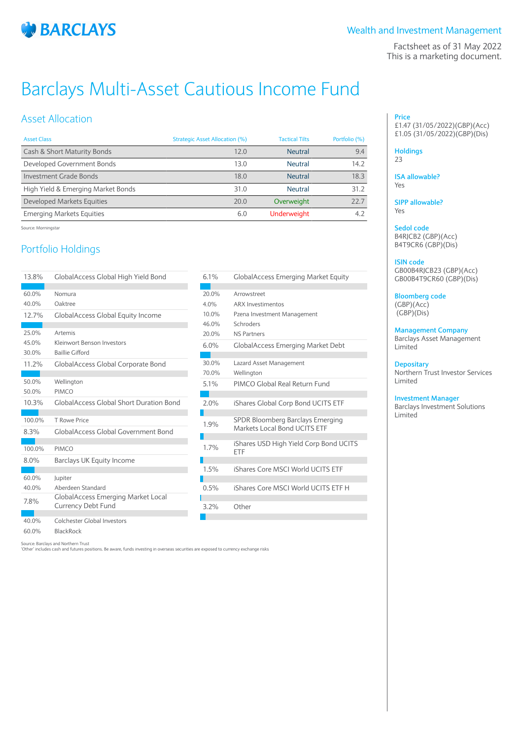# Barclays Multi-Asset Cautious Income Fund

Wealth and Investment Management

Factsheet as of 31 May 2022
This is a marketing document.

## Asset Allocation

| Asset Class | Strategic Asset Allocation (%) | Tactical Tilts | Portfolio (%) |
|---|---|---|---|
| Cash & Short Maturity Bonds | 12.0 | Neutral | 9.4 |
| Developed Government Bonds | 13.0 | Neutral | 14.2 |
| Investment Grade Bonds | 18.0 | Neutral | 18.3 |
| High Yield & Emerging Market Bonds | 31.0 | Neutral | 31.2 |
| Developed Markets Equities | 20.0 | Overweight | 22.7 |
| Emerging Markets Equities | 6.0 | Underweight | 4.2 |

Source: Morningstar

## Portfolio Holdings

| % | Holding |
|---|---|
| 13.8% | GlobalAccess Global High Yield Bond |
| 60.0% | Nomura |
| 40.0% | Oaktree |
| 12.7% | GlobalAccess Global Equity Income |
| 25.0% | Artemis |
| 45.0% | Kleinwort Benson Investors |
| 30.0% | Baillie Gifford |
| 11.2% | GlobalAccess Global Corporate Bond |
| 50.0% | Wellington |
| 50.0% | PIMCO |
| 10.3% | GlobalAccess Global Short Duration Bond |
| 100.0% | T Rowe Price |
| 8.3% | GlobalAccess Global Government Bond |
| 100.0% | PIMCO |
| 8.0% | Barclays UK Equity Income |
| 60.0% | Jupiter |
| 40.0% | Aberdeen Standard |
| 7.8% | GlobalAccess Emerging Market Local Currency Debt Fund |
| 40.0% | Colchester Global Investors |
| 60.0% | BlackRock |
| 6.1% | GlobalAccess Emerging Market Equity |
| 20.0% | Arrowstreet |
| 4.0% | ARX Investimentos |
| 10.0% | Pzena Investment Management |
| 46.0% | Schroders |
| 20.0% | NS Partners |
| 6.0% | GlobalAccess Emerging Market Debt |
| 30.0% | Lazard Asset Management |
| 70.0% | Wellington |
| 5.1% | PIMCO Global Real Return Fund |
| 2.0% | iShares Global Corp Bond UCITS ETF |
| 1.9% | SPDR Bloomberg Barclays Emerging Markets Local Bond UCITS ETF |
| 1.7% | iShares USD High Yield Corp Bond UCITS ETF |
| 1.5% | iShares Core MSCI World UCITS ETF |
| 0.5% | iShares Core MSCI World UCITS ETF H |
| 3.2% | Other |

Source: Barclays and Northern Trust
'Other' includes cash and futures positions. Be aware, funds investing in overseas securities are exposed to currency exchange risks

**Price**
£1.47 (31/05/2022)(GBP)(Acc)
£1.05 (31/05/2022)(GBP)(Dis)

**Holdings**
23

**ISA allowable?**
Yes

**SIPP allowable?**
Yes

**Sedol code**
B4RJCB2 (GBP)(Acc)
B4T9CR6 (GBP)(Dis)

**ISIN code**
GB00B4RJCB23 (GBP)(Acc)
GB00B4T9CR60 (GBP)(Dis)

**Bloomberg code**
(GBP)(Acc)
(GBP)(Dis)

**Management Company**
Barclays Asset Management Limited

**Depositary**
Northern Trust Investor Services Limited

**Investment Manager**
Barclays Investment Solutions Limited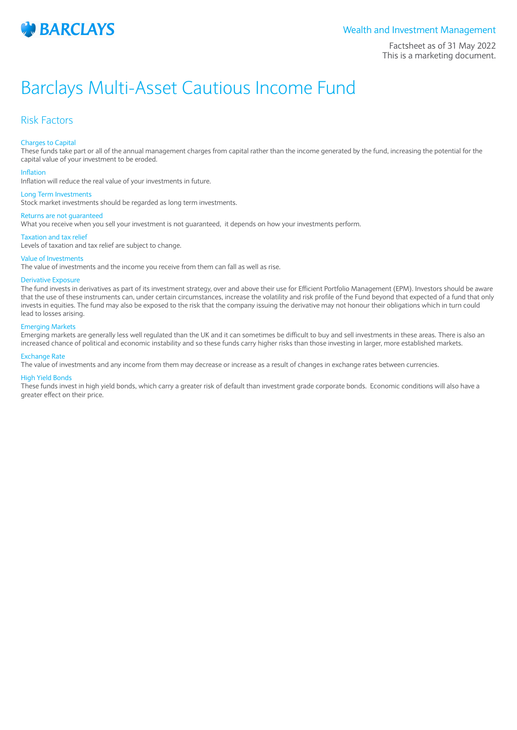# Barclays Multi-Asset Cautious Income Fund

## Risk Factors

### Charges to Capital

These funds take part or all of the annual management charges from capital rather than the income generated by the fund, increasing the potential for the capital value of your investment to be eroded.

### Inflation

Inflation will reduce the real value of your investments in future.

### Long Term Investments

Stock market investments should be regarded as long term investments.

### Returns are not guaranteed

What you receive when you sell your investment is not guaranteed, it depends on how your investments perform.

### Taxation and tax relief

Levels of taxation and tax relief are subject to change.

### Value of Investments

The value of investments and the income you receive from them can fall as well as rise.

### Derivative Exposure

The fund invests in derivatives as part of its investment strategy, over and above their use for Efficient Portfolio Management (EPM). Investors should be aware that the use of these instruments can, under certain circumstances, increase the volatility and risk profile of the Fund beyond that expected of a fund that only invests in equities. The fund may also be exposed to the risk that the company issuing the derivative may not honour their obligations which in turn could lead to losses arising.

### Emerging Markets

Emerging markets are generally less well regulated than the UK and it can sometimes be difficult to buy and sell investments in these areas. There is also an increased chance of political and economic instability and so these funds carry higher risks than those investing in larger, more established markets.

### Exchange Rate

The value of investments and any income from them may decrease or increase as a result of changes in exchange rates between currencies.

### High Yield Bonds

These funds invest in high yield bonds, which carry a greater risk of default than investment grade corporate bonds. Economic conditions will also have a greater effect on their price.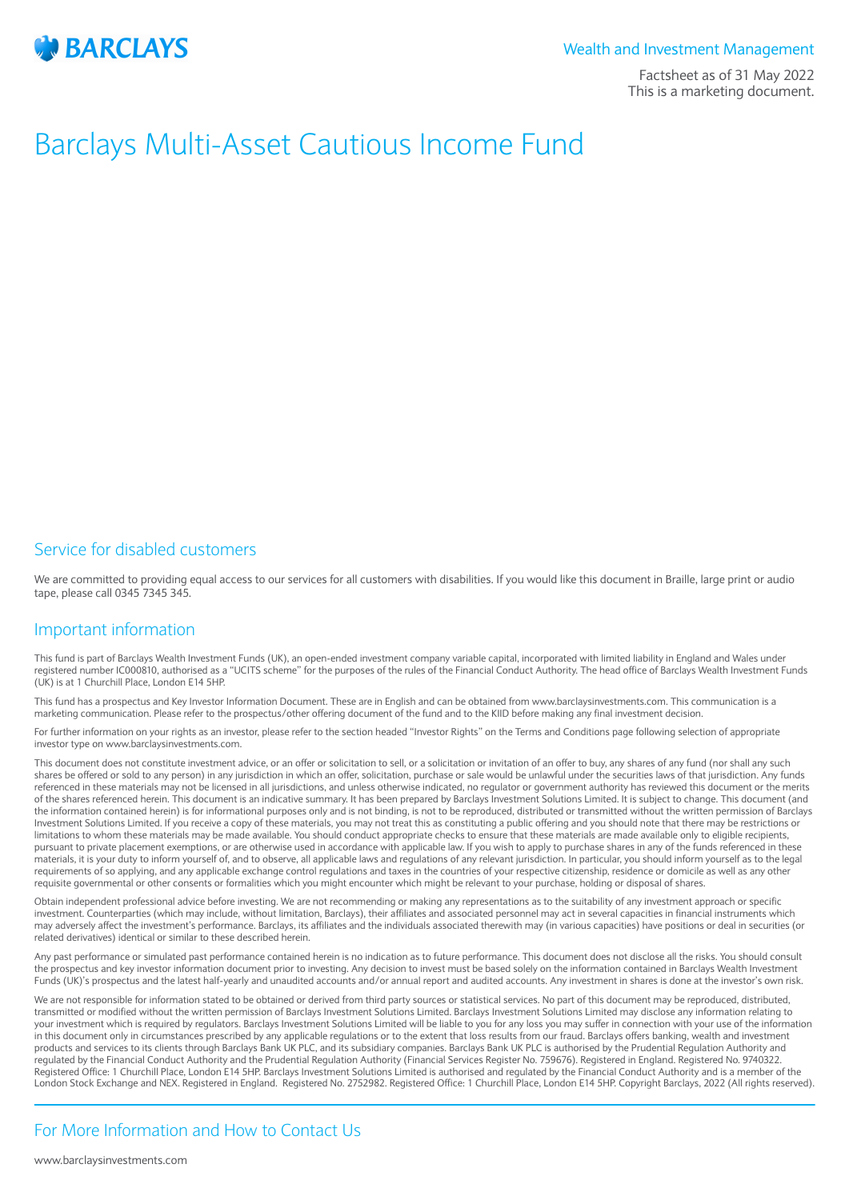Wealth and Investment Management

Factsheet as of 31 May 2022
This is a marketing document.

# Barclays Multi-Asset Cautious Income Fund

## Service for disabled customers

We are committed to providing equal access to our services for all customers with disabilities. If you would like this document in Braille, large print or audio tape, please call 0345 7345 345.

## Important information

This fund is part of Barclays Wealth Investment Funds (UK), an open-ended investment company variable capital, incorporated with limited liability in England and Wales under registered number IC000810, authorised as a "UCITS scheme" for the purposes of the rules of the Financial Conduct Authority. The head office of Barclays Wealth Investment Funds (UK) is at 1 Churchill Place, London E14 5HP.

This fund has a prospectus and Key Investor Information Document. These are in English and can be obtained from www.barclaysinvestments.com. This communication is a marketing communication. Please refer to the prospectus/other offering document of the fund and to the KIID before making any final investment decision.

For further information on your rights as an investor, please refer to the section headed "Investor Rights" on the Terms and Conditions page following selection of appropriate investor type on www.barclaysinvestments.com.

This document does not constitute investment advice, or an offer or solicitation to sell, or a solicitation or invitation of an offer to buy, any shares of any fund (nor shall any such shares be offered or sold to any person) in any jurisdiction in which an offer, solicitation, purchase or sale would be unlawful under the securities laws of that jurisdiction. Any funds referenced in these materials may not be licensed in all jurisdictions, and unless otherwise indicated, no regulator or government authority has reviewed this document or the merits of the shares referenced herein. This document is an indicative summary. It has been prepared by Barclays Investment Solutions Limited. It is subject to change. This document (and the information contained herein) is for informational purposes only and is not binding, is not to be reproduced, distributed or transmitted without the written permission of Barclays Investment Solutions Limited. If you receive a copy of these materials, you may not treat this as constituting a public offering and you should note that there may be restrictions or limitations to whom these materials may be made available. You should conduct appropriate checks to ensure that these materials are made available only to eligible recipients, pursuant to private placement exemptions, or are otherwise used in accordance with applicable law. If you wish to apply to purchase shares in any of the funds referenced in these materials, it is your duty to inform yourself of, and to observe, all applicable laws and regulations of any relevant jurisdiction. In particular, you should inform yourself as to the legal requirements of so applying, and any applicable exchange control regulations and taxes in the countries of your respective citizenship, residence or domicile as well as any other requisite governmental or other consents or formalities which you might encounter which might be relevant to your purchase, holding or disposal of shares.

Obtain independent professional advice before investing. We are not recommending or making any representations as to the suitability of any investment approach or specific investment. Counterparties (which may include, without limitation, Barclays), their affiliates and associated personnel may act in several capacities in financial instruments which may adversely affect the investment's performance. Barclays, its affiliates and the individuals associated therewith may (in various capacities) have positions or deal in securities (or related derivatives) identical or similar to these described herein.

Any past performance or simulated past performance contained herein is no indication as to future performance. This document does not disclose all the risks. You should consult the prospectus and key investor information document prior to investing. Any decision to invest must be based solely on the information contained in Barclays Wealth Investment Funds (UK)'s prospectus and the latest half-yearly and unaudited accounts and/or annual report and audited accounts. Any investment in shares is done at the investor's own risk.

We are not responsible for information stated to be obtained or derived from third party sources or statistical services. No part of this document may be reproduced, distributed, transmitted or modified without the written permission of Barclays Investment Solutions Limited. Barclays Investment Solutions Limited may disclose any information relating to your investment which is required by regulators. Barclays Investment Solutions Limited will be liable to you for any loss you may suffer in connection with your use of the information in this document only in circumstances prescribed by any applicable regulations or to the extent that loss results from our fraud. Barclays offers banking, wealth and investment products and services to its clients through Barclays Bank UK PLC, and its subsidiary companies. Barclays Bank UK PLC is authorised by the Prudential Regulation Authority and regulated by the Financial Conduct Authority and the Prudential Regulation Authority (Financial Services Register No. 759676). Registered in England. Registered No. 9740322. Registered Office: 1 Churchill Place, London E14 5HP. Barclays Investment Solutions Limited is authorised and regulated by the Financial Conduct Authority and is a member of the London Stock Exchange and NEX. Registered in England. Registered No. 2752982. Registered Office: 1 Churchill Place, London E14 5HP. Copyright Barclays, 2022 (All rights reserved).

## For More Information and How to Contact Us

www.barclaysinvestments.com